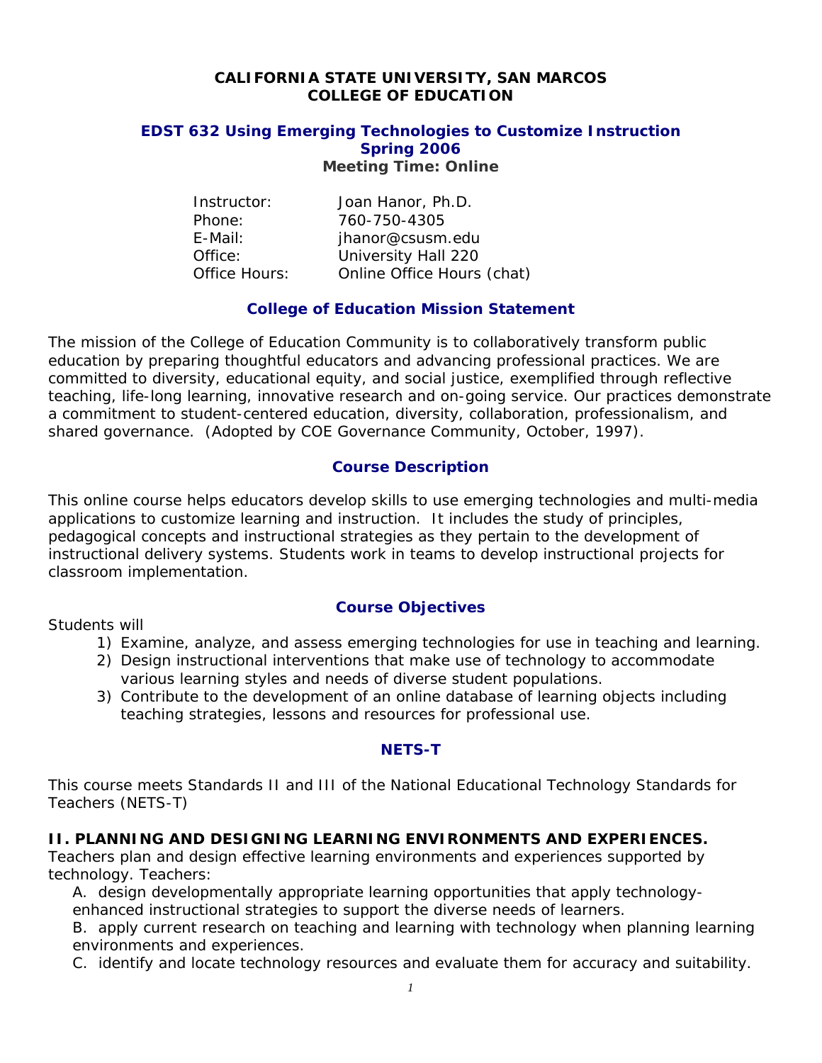# CALIFORNIA STATE UNIVERSITY, SAN MARCOS
# COLLEGE OF EDUCATION

## EDST 632 Using Emerging Technologies to Customize Instruction
## Spring 2006

**Meeting Time: Online**

| | |
|---|---|
| Instructor: | Joan Hanor, Ph.D. |
| Phone: | 760-750-4305 |
| E-Mail: | jhanor@csusm.edu |
| Office: | University Hall 220 |
| Office Hours: | Online Office Hours (chat) |

## College of Education Mission Statement

The mission of the College of Education Community is to collaboratively transform public education by preparing thoughtful educators and advancing professional practices. We are committed to diversity, educational equity, and social justice, exemplified through reflective teaching, life-long learning, innovative research and on-going service. Our practices demonstrate a commitment to student-centered education, diversity, collaboration, professionalism, and shared governance. (Adopted by COE Governance Community, October, 1997).

## Course Description

This online course helps educators develop skills to use emerging technologies and multi-media applications to customize learning and instruction. It includes the study of principles, pedagogical concepts and instructional strategies as they pertain to the development of instructional delivery systems. Students work in teams to develop instructional projects for classroom implementation.

## Course Objectives

Students will

1) Examine, analyze, and assess emerging technologies for use in teaching and learning.
2) Design instructional interventions that make use of technology to accommodate various learning styles and needs of diverse student populations.
3) Contribute to the development of an online database of learning objects including teaching strategies, lessons and resources for professional use.

## NETS-T

This course meets Standards II and III of the National Educational Technology Standards for Teachers (NETS-T)

### II. PLANNING AND DESIGNING LEARNING ENVIRONMENTS AND EXPERIENCES.

Teachers plan and design effective learning environments and experiences supported by technology. Teachers:

A. design developmentally appropriate learning opportunities that apply technology-enhanced instructional strategies to support the diverse needs of learners.

B. apply current research on teaching and learning with technology when planning learning environments and experiences.

C. identify and locate technology resources and evaluate them for accuracy and suitability.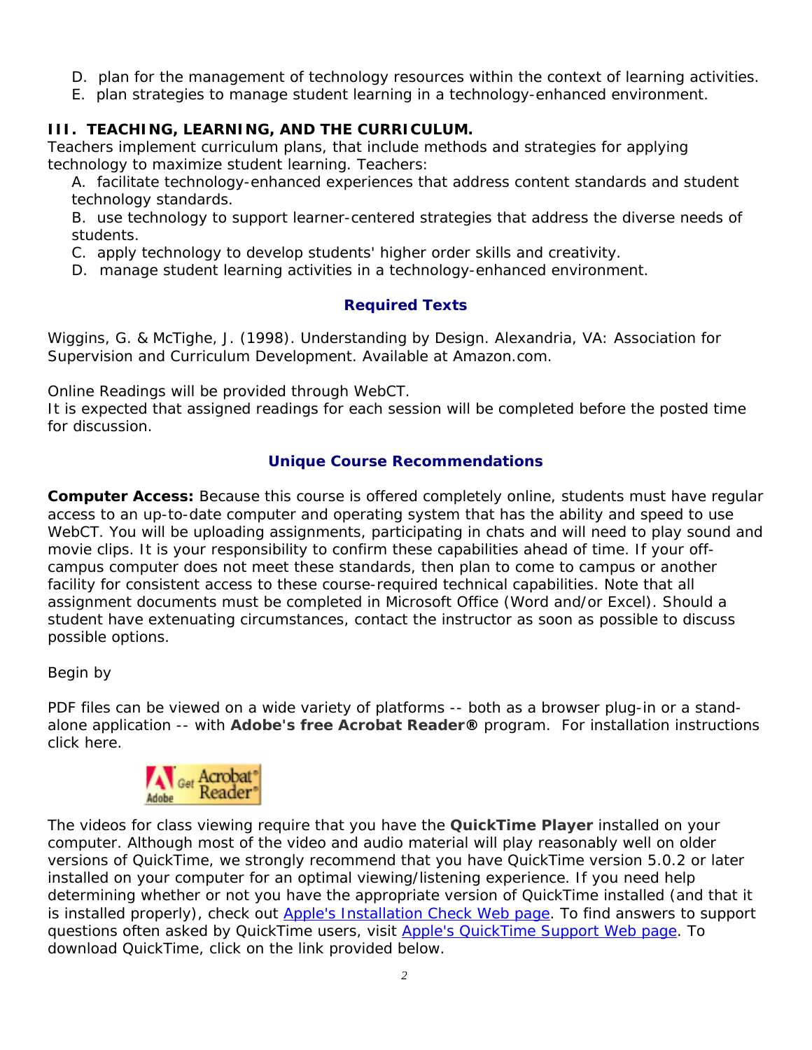D. plan for the management of technology resources within the context of learning activities.
E. plan strategies to manage student learning in a technology-enhanced environment.

**III. TEACHING, LEARNING, AND THE CURRICULUM.**
Teachers implement curriculum plans, that include methods and strategies for applying technology to maximize student learning. Teachers:

A. facilitate technology-enhanced experiences that address content standards and student technology standards.
B. use technology to support learner-centered strategies that address the diverse needs of students.
C. apply technology to develop students' higher order skills and creativity.
D. manage student learning activities in a technology-enhanced environment.

## Required Texts

Wiggins, G. & McTighe, J. (1998). Understanding by Design. Alexandria, VA: Association for Supervision and Curriculum Development. Available at Amazon.com.

Online Readings will be provided through WebCT.
It is expected that assigned readings for each session will be completed before the posted time for discussion.

## Unique Course Recommendations

**Computer Access:** Because this course is offered completely online, students must have regular access to an up-to-date computer and operating system that has the ability and speed to use WebCT. You will be uploading assignments, participating in chats and will need to play sound and movie clips. It is your responsibility to confirm these capabilities ahead of time. If your off-campus computer does not meet these standards, then plan to come to campus or another facility for consistent access to these course-required technical capabilities. Note that all assignment documents must be completed in Microsoft Office (Word and/or Excel). Should a student have extenuating circumstances, contact the instructor as soon as possible to discuss possible options.

Begin by

PDF files can be viewed on a wide variety of platforms -- both as a browser plug-in or a stand-alone application -- with **Adobe's free Acrobat Reader®** program. For installation instructions click here.

The videos for class viewing require that you have the **QuickTime Player** installed on your computer. Although most of the video and audio material will play reasonably well on older versions of QuickTime, we strongly recommend that you have QuickTime version 5.0.2 or later installed on your computer for an optimal viewing/listening experience. If you need help determining whether or not you have the appropriate version of QuickTime installed (and that it is installed properly), check out Apple's Installation Check Web page. To find answers to support questions often asked by QuickTime users, visit Apple's QuickTime Support Web page. To download QuickTime, click on the link provided below.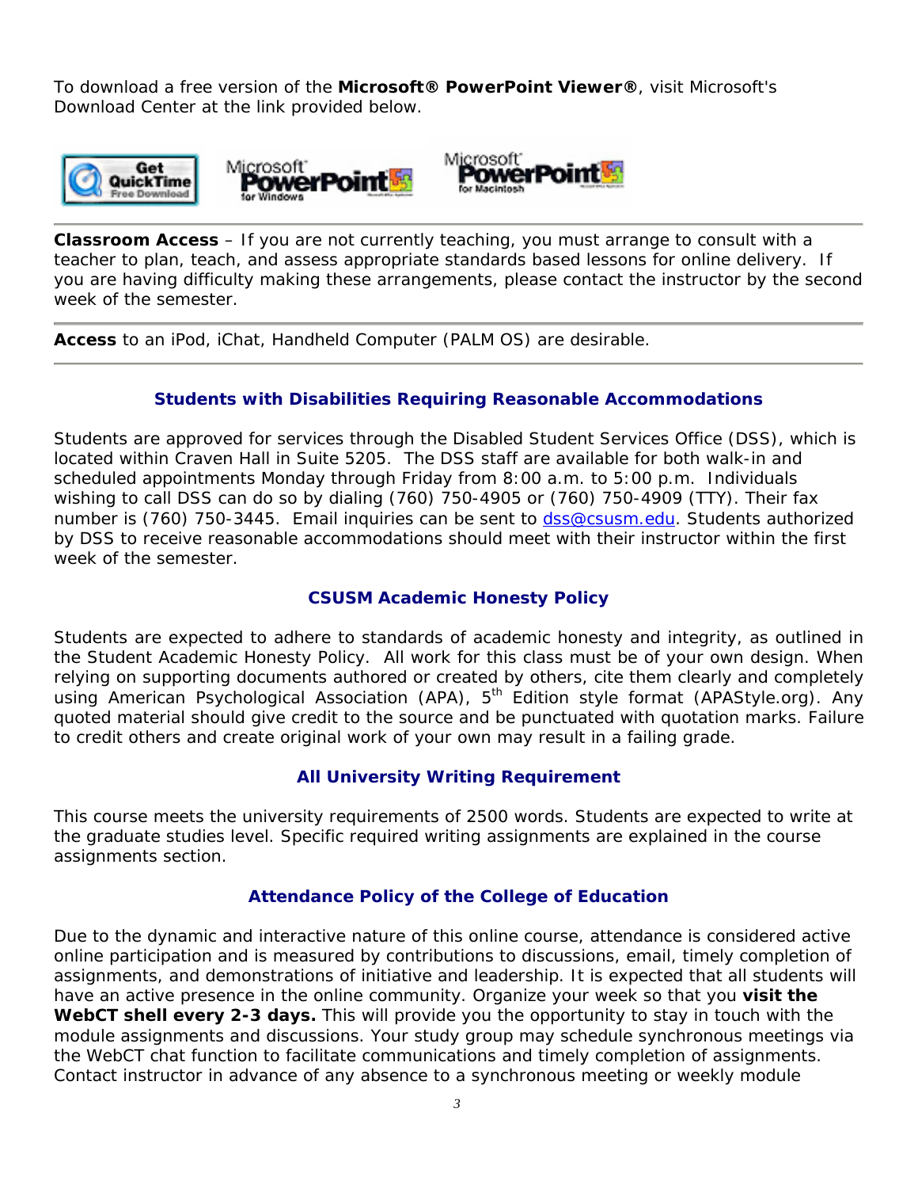To download a free version of the **Microsoft® PowerPoint Viewer®**, visit Microsoft's Download Center at the link provided below.

---

**Classroom Access** – If you are not currently teaching, you must arrange to consult with a teacher to plan, teach, and assess appropriate standards based lessons for online delivery. If you are having difficulty making these arrangements, please contact the instructor by the second week of the semester.

---

**Access** to an iPod, iChat, Handheld Computer (PALM OS) are desirable.

---

### Students with Disabilities Requiring Reasonable Accommodations

Students are approved for services through the Disabled Student Services Office (DSS), which is located within Craven Hall in Suite 5205. The DSS staff are available for both walk-in and scheduled appointments Monday through Friday from 8:00 a.m. to 5:00 p.m. Individuals wishing to call DSS can do so by dialing (760) 750-4905 or (760) 750-4909 (TTY). Their fax number is (760) 750-3445. Email inquiries can be sent to dss@csusm.edu. Students authorized by DSS to receive reasonable accommodations should meet with their instructor within the first week of the semester.

### CSUSM Academic Honesty Policy

Students are expected to adhere to standards of academic honesty and integrity, as outlined in the Student Academic Honesty Policy. All work for this class must be of your own design. When relying on supporting documents authored or created by others, cite them clearly and completely using American Psychological Association (APA), 5th Edition style format (APAStyle.org). Any quoted material should give credit to the source and be punctuated with quotation marks. Failure to credit others and create original work of your own may result in a failing grade.

### All University Writing Requirement

This course meets the university requirements of 2500 words. Students are expected to write at the graduate studies level. Specific required writing assignments are explained in the course assignments section.

### Attendance Policy of the College of Education

Due to the dynamic and interactive nature of this online course, attendance is considered active online participation and is measured by contributions to discussions, email, timely completion of assignments, and demonstrations of initiative and leadership. It is expected that all students will have an active presence in the online community. Organize your week so that you **visit the WebCT shell every 2-3 days.** This will provide you the opportunity to stay in touch with the module assignments and discussions. Your study group may schedule synchronous meetings via the WebCT chat function to facilitate communications and timely completion of assignments. Contact instructor in advance of any absence to a synchronous meeting or weekly module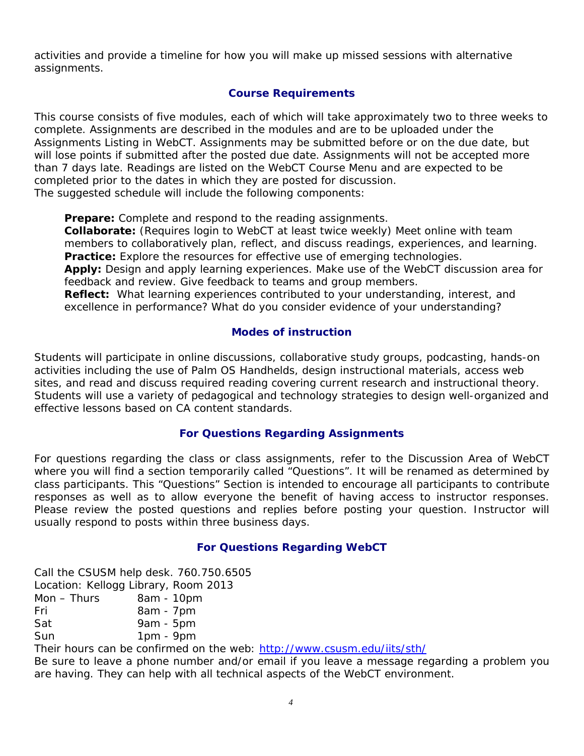activities and provide a timeline for how you will make up missed sessions with alternative assignments.

## Course Requirements

This course consists of five modules, each of which will take approximately two to three weeks to complete. Assignments are described in the modules and are to be uploaded under the Assignments Listing in WebCT. Assignments may be submitted before or on the due date, but will lose points if submitted after the posted due date. Assignments will not be accepted more than 7 days late. Readings are listed on the WebCT Course Menu and are expected to be completed prior to the dates in which they are posted for discussion.
The suggested schedule will include the following components:

**Prepare:** Complete and respond to the reading assignments.
**Collaborate:** (Requires login to WebCT at least twice weekly) Meet online with team members to collaboratively plan, reflect, and discuss readings, experiences, and learning.
**Practice:** Explore the resources for effective use of emerging technologies.
**Apply:** Design and apply learning experiences. Make use of the WebCT discussion area for feedback and review. Give feedback to teams and group members.
**Reflect:** What learning experiences contributed to your understanding, interest, and excellence in performance? What do you consider evidence of your understanding?

## Modes of instruction

Students will participate in online discussions, collaborative study groups, podcasting, hands-on activities including the use of Palm OS Handhelds, design instructional materials, access web sites, and read and discuss required reading covering current research and instructional theory. Students will use a variety of pedagogical and technology strategies to design well-organized and effective lessons based on CA content standards.

## For Questions Regarding Assignments

For questions regarding the class or class assignments, refer to the Discussion Area of WebCT where you will find a section temporarily called "Questions". It will be renamed as determined by class participants. This "Questions" Section is intended to encourage all participants to contribute responses as well as to allow everyone the benefit of having access to instructor responses. Please review the posted questions and replies before posting your question. Instructor will usually respond to posts within three business days.

## For Questions Regarding WebCT

Call the CSUSM help desk. 760.750.6505
Location: Kellogg Library, Room 2013

| | |
|---|---|
| Mon – Thurs | 8am - 10pm |
| Fri | 8am - 7pm |
| Sat | 9am - 5pm |
| Sun | 1pm - 9pm |

Their hours can be confirmed on the web: http://www.csusm.edu/iits/sth/
Be sure to leave a phone number and/or email if you leave a message regarding a problem you are having. They can help with all technical aspects of the WebCT environment.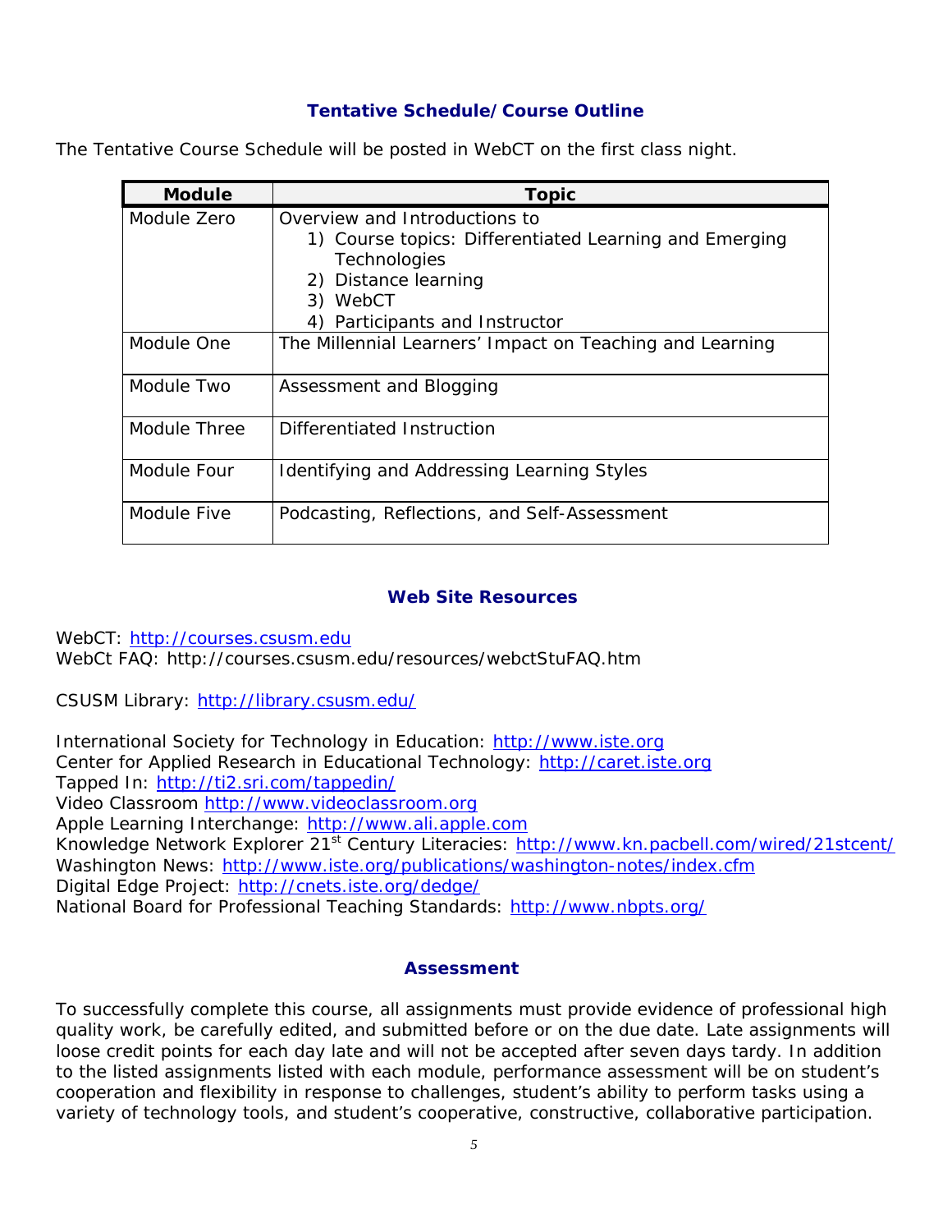## Tentative Schedule/Course Outline

The Tentative Course Schedule will be posted in WebCT on the first class night.

| Module | Topic |
|---|---|
| Module Zero | Overview and Introductions to<br>1) Course topics: Differentiated Learning and Emerging Technologies<br>2) Distance learning<br>3) WebCT<br>4) Participants and Instructor |
| Module One | The Millennial Learners' Impact on Teaching and Learning |
| Module Two | Assessment and Blogging |
| Module Three | Differentiated Instruction |
| Module Four | Identifying and Addressing Learning Styles |
| Module Five | Podcasting, Reflections, and Self-Assessment |

## Web Site Resources

WebCT: http://courses.csusm.edu
WebCt FAQ: http://courses.csusm.edu/resources/webctStuFAQ.htm

CSUSM Library: http://library.csusm.edu/

International Society for Technology in Education: http://www.iste.org
Center for Applied Research in Educational Technology: http://caret.iste.org
Tapped In: http://ti2.sri.com/tappedin/
Video Classroom http://www.videoclassroom.org
Apple Learning Interchange: http://www.ali.apple.com
Knowledge Network Explorer 21st Century Literacies: http://www.kn.pacbell.com/wired/21stcent/
Washington News: http://www.iste.org/publications/washington-notes/index.cfm
Digital Edge Project: http://cnets.iste.org/dedge/
National Board for Professional Teaching Standards: http://www.nbpts.org/

## Assessment

To successfully complete this course, all assignments must provide evidence of professional high quality work, be carefully edited, and submitted before or on the due date. Late assignments will loose credit points for each day late and will not be accepted after seven days tardy. In addition to the listed assignments listed with each module, performance assessment will be on student's cooperation and flexibility in response to challenges, student's ability to perform tasks using a variety of technology tools, and student's cooperative, constructive, collaborative participation.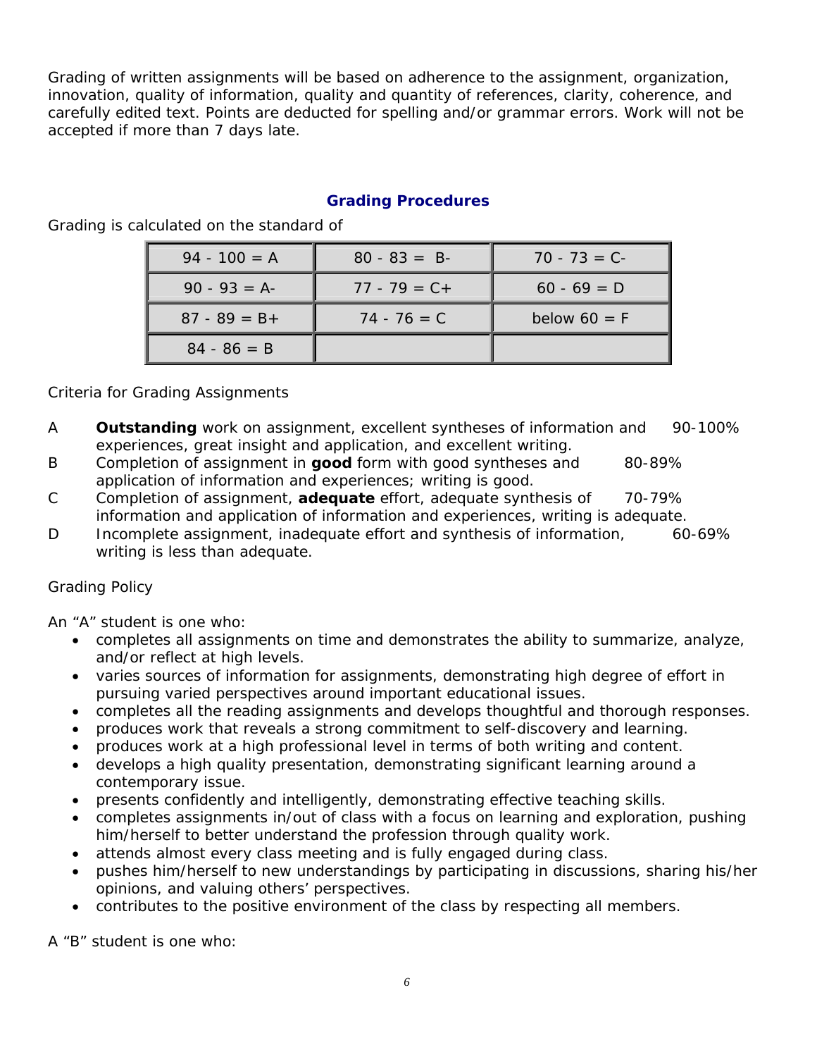Grading of written assignments will be based on adherence to the assignment, organization, innovation, quality of information, quality and quantity of references, clarity, coherence, and carefully edited text. Points are deducted for spelling and/or grammar errors. Work will not be accepted if more than 7 days late.

## Grading Procedures

Grading is calculated on the standard of

| | | |
|---|---|---|
| 94 - 100 = A | 80 - 83 = B- | 70 - 73 = C- |
| 90 - 93 = A- | 77 - 79 = C+ | 60 - 69 = D |
| 87 - 89 = B+ | 74 - 76 = C | below 60 = F |
| 84 - 86 = B | | |

Criteria for Grading Assignments

| | | |
|---|---|---|
| A | **Outstanding** work on assignment, excellent syntheses of information and experiences, great insight and application, and excellent writing. | 90-100% |
| B | Completion of assignment in **good** form with good syntheses and application of information and experiences; writing is good. | 80-89% |
| C | Completion of assignment, **adequate** effort, adequate synthesis of information and application of information and experiences, writing is adequate. | 70-79% |
| D | Incomplete assignment, inadequate effort and synthesis of information, writing is less than adequate. | 60-69% |

Grading Policy

An "A" student is one who:

- completes all assignments on time and demonstrates the ability to summarize, analyze, and/or reflect at high levels.
- varies sources of information for assignments, demonstrating high degree of effort in pursuing varied perspectives around important educational issues.
- completes all the reading assignments and develops thoughtful and thorough responses.
- produces work that reveals a strong commitment to self-discovery and learning.
- produces work at a high professional level in terms of both writing and content.
- develops a high quality presentation, demonstrating significant learning around a contemporary issue.
- presents confidently and intelligently, demonstrating effective teaching skills.
- completes assignments in/out of class with a focus on learning and exploration, pushing him/herself to better understand the profession through quality work.
- attends almost every class meeting and is fully engaged during class.
- pushes him/herself to new understandings by participating in discussions, sharing his/her opinions, and valuing others' perspectives.
- contributes to the positive environment of the class by respecting all members.

A "B" student is one who: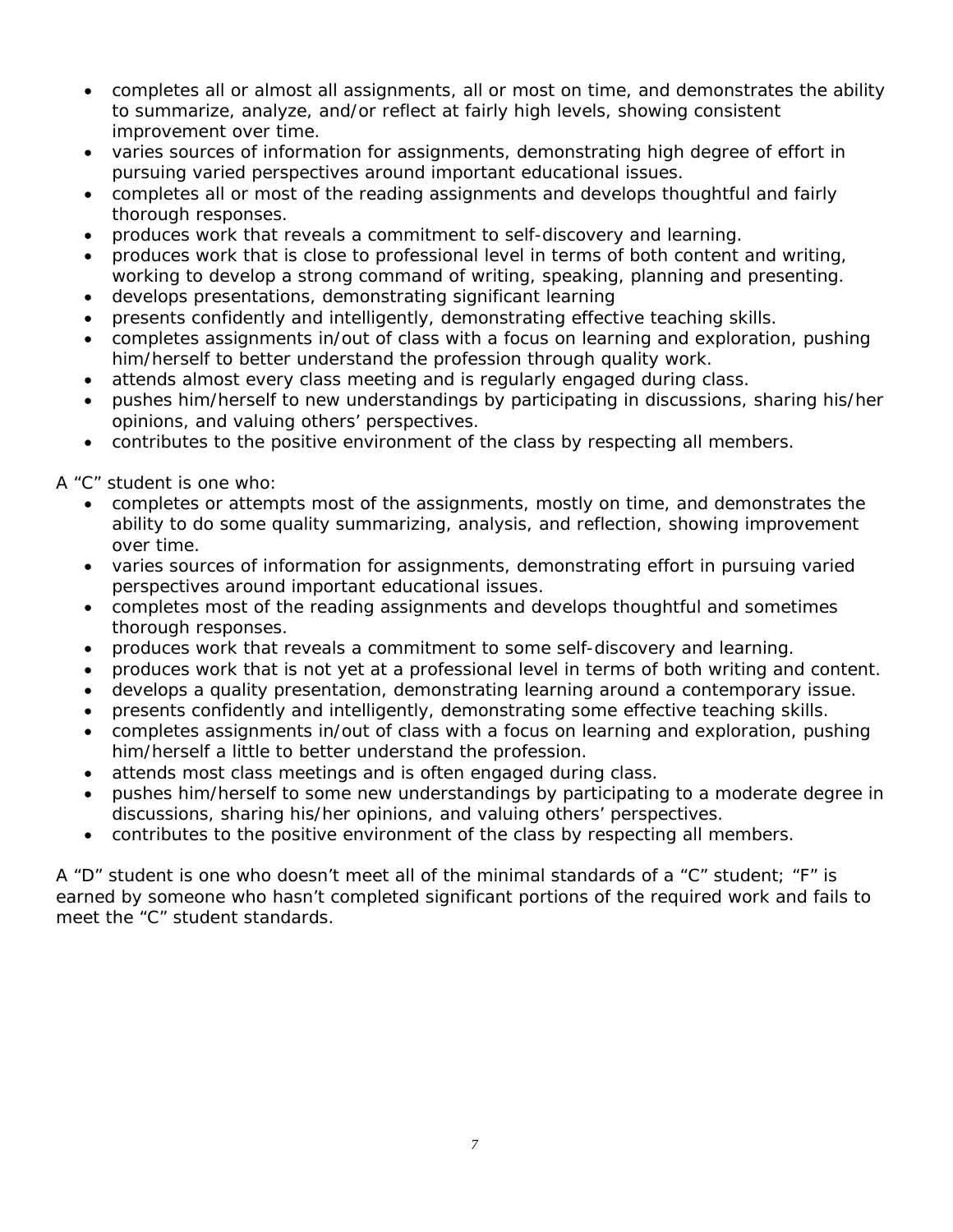- completes all or almost all assignments, all or most on time, and demonstrates the ability to summarize, analyze, and/or reflect at fairly high levels, showing consistent improvement over time.
- varies sources of information for assignments, demonstrating high degree of effort in pursuing varied perspectives around important educational issues.
- completes all or most of the reading assignments and develops thoughtful and fairly thorough responses.
- produces work that reveals a commitment to self-discovery and learning.
- produces work that is close to professional level in terms of both content and writing, working to develop a strong command of writing, speaking, planning and presenting.
- develops presentations, demonstrating significant learning
- presents confidently and intelligently, demonstrating effective teaching skills.
- completes assignments in/out of class with a focus on learning and exploration, pushing him/herself to better understand the profession through quality work.
- attends almost every class meeting and is regularly engaged during class.
- pushes him/herself to new understandings by participating in discussions, sharing his/her opinions, and valuing others' perspectives.
- contributes to the positive environment of the class by respecting all members.

A "C" student is one who:

- completes or attempts most of the assignments, mostly on time, and demonstrates the ability to do some quality summarizing, analysis, and reflection, showing improvement over time.
- varies sources of information for assignments, demonstrating effort in pursuing varied perspectives around important educational issues.
- completes most of the reading assignments and develops thoughtful and sometimes thorough responses.
- produces work that reveals a commitment to some self-discovery and learning.
- produces work that is not yet at a professional level in terms of both writing and content.
- develops a quality presentation, demonstrating learning around a contemporary issue.
- presents confidently and intelligently, demonstrating some effective teaching skills.
- completes assignments in/out of class with a focus on learning and exploration, pushing him/herself a little to better understand the profession.
- attends most class meetings and is often engaged during class.
- pushes him/herself to some new understandings by participating to a moderate degree in discussions, sharing his/her opinions, and valuing others' perspectives.
- contributes to the positive environment of the class by respecting all members.

A "D" student is one who doesn't meet all of the minimal standards of a "C" student; "F" is earned by someone who hasn't completed significant portions of the required work and fails to meet the "C" student standards.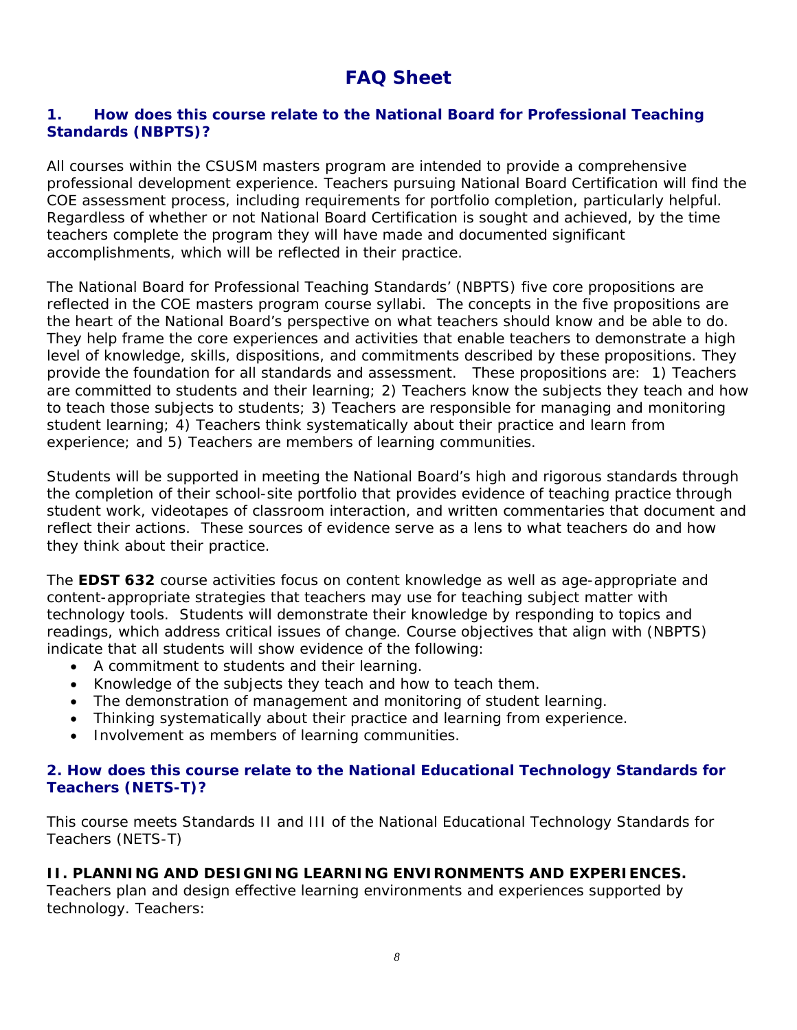# FAQ Sheet

## 1. How does this course relate to the National Board for Professional Teaching Standards (NBPTS)?

All courses within the CSUSM masters program are intended to provide a comprehensive professional development experience. Teachers pursuing National Board Certification will find the COE assessment process, including requirements for portfolio completion, particularly helpful. Regardless of whether or not National Board Certification is sought and achieved, by the time teachers complete the program they will have made and documented significant accomplishments, which will be reflected in their practice.

The National Board for Professional Teaching Standards' (NBPTS) five core propositions are reflected in the COE masters program course syllabi. The concepts in the five propositions are the heart of the National Board's perspective on what teachers should know and be able to do. They help frame the core experiences and activities that enable teachers to demonstrate a high level of knowledge, skills, dispositions, and commitments described by these propositions. They provide the foundation for all standards and assessment. These propositions are: 1) Teachers are committed to students and their learning; 2) Teachers know the subjects they teach and how to teach those subjects to students; 3) Teachers are responsible for managing and monitoring student learning; 4) Teachers think systematically about their practice and learn from experience; and 5) Teachers are members of learning communities.

Students will be supported in meeting the National Board's high and rigorous standards through the completion of their school-site portfolio that provides evidence of teaching practice through student work, videotapes of classroom interaction, and written commentaries that document and reflect their actions. These sources of evidence serve as a lens to what teachers do and how they think about their practice.

The **EDST 632** course activities focus on content knowledge as well as age-appropriate and content-appropriate strategies that teachers may use for teaching subject matter with technology tools. Students will demonstrate their knowledge by responding to topics and readings, which address critical issues of change. Course objectives that align with (NBPTS) indicate that all students will show evidence of the following:

- A commitment to students and their learning.
- Knowledge of the subjects they teach and how to teach them.
- The demonstration of management and monitoring of student learning.
- Thinking systematically about their practice and learning from experience.
- Involvement as members of learning communities.

## 2. How does this course relate to the National Educational Technology Standards for Teachers (NETS-T)?

This course meets Standards II and III of the National Educational Technology Standards for Teachers (NETS-T)

**II. PLANNING AND DESIGNING LEARNING ENVIRONMENTS AND EXPERIENCES.**
Teachers plan and design effective learning environments and experiences supported by technology. Teachers: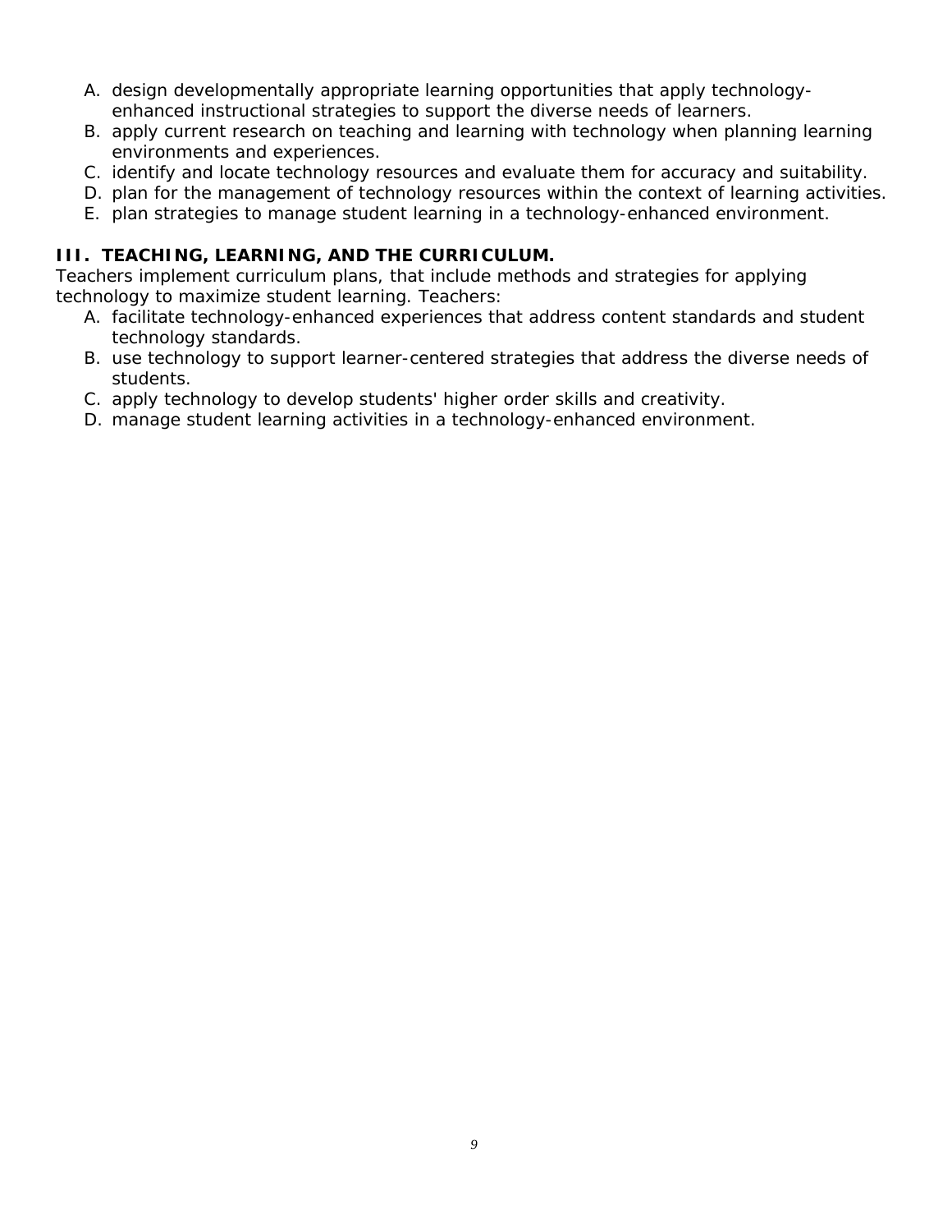A. design developmentally appropriate learning opportunities that apply technology-enhanced instructional strategies to support the diverse needs of learners.
B. apply current research on teaching and learning with technology when planning learning environments and experiences.
C. identify and locate technology resources and evaluate them for accuracy and suitability.
D. plan for the management of technology resources within the context of learning activities.
E. plan strategies to manage student learning in a technology-enhanced environment.

### III. TEACHING, LEARNING, AND THE CURRICULUM.

Teachers implement curriculum plans, that include methods and strategies for applying technology to maximize student learning. Teachers:

A. facilitate technology-enhanced experiences that address content standards and student technology standards.
B. use technology to support learner-centered strategies that address the diverse needs of students.
C. apply technology to develop students' higher order skills and creativity.
D. manage student learning activities in a technology-enhanced environment.